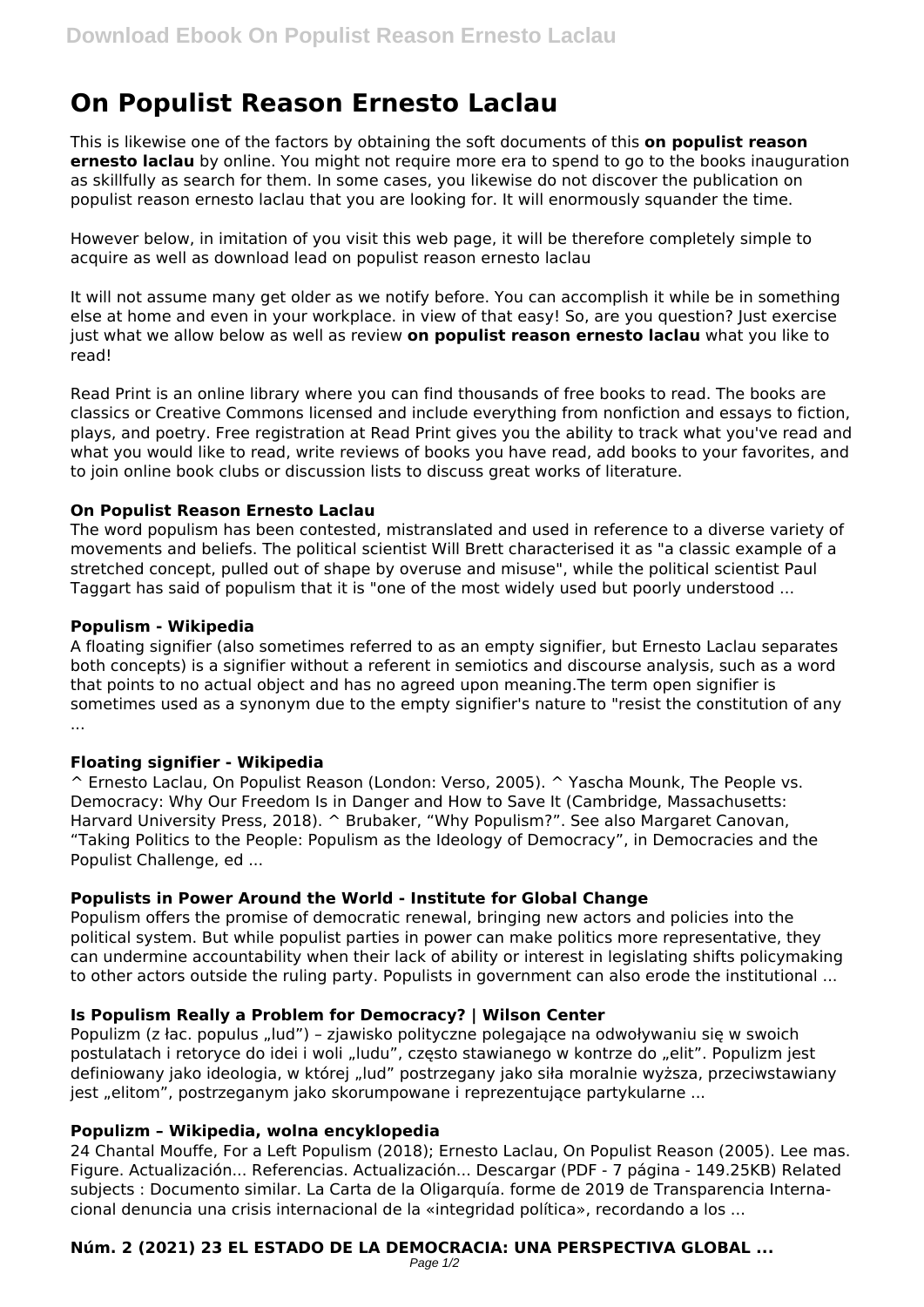# On Populist Reason Ernesto Laclau

This is likewise one of the factors by obtaining the soft documents of this **on populist reason ernesto laclau** by online. You might not require more era to spend to go to the books inauguration as skillfully as search for them. In some cases, you likewise do not discover the publication on populist reason ernesto laclau that you are looking for. It will enormously squander the time.

However below, in imitation of you visit this web page, it will be therefore completely simple to acquire as well as download lead on populist reason ernesto laclau

It will not assume many get older as we notify before. You can accomplish it while be in something else at home and even in your workplace. in view of that easy! So, are you question? Just exercise just what we allow below as well as review **on populist reason ernesto laclau** what you like to read!

Read Print is an online library where you can find thousands of free books to read. The books are classics or Creative Commons licensed and include everything from nonfiction and essays to fiction, plays, and poetry. Free registration at Read Print gives you the ability to track what you've read and what you would like to read, write reviews of books you have read, add books to your favorites, and to join online book clubs or discussion lists to discuss great works of literature.

### On Populist Reason Ernesto Laclau

The word populism has been contested, mistranslated and used in reference to a diverse variety of movements and beliefs. The political scientist Will Brett characterised it as "a classic example of a stretched concept, pulled out of shape by overuse and misuse", while the political scientist Paul Taggart has said of populism that it is "one of the most widely used but poorly understood ...

### Populism - Wikipedia

A floating signifier (also sometimes referred to as an empty signifier, but Ernesto Laclau separates both concepts) is a signifier without a referent in semiotics and discourse analysis, such as a word that points to no actual object and has no agreed upon meaning.The term open signifier is sometimes used as a synonym due to the empty signifier's nature to "resist the constitution of any ...

### Floating signifier - Wikipedia

^ Ernesto Laclau, On Populist Reason (London: Verso, 2005). ^ Yascha Mounk, The People vs. Democracy: Why Our Freedom Is in Danger and How to Save It (Cambridge, Massachusetts: Harvard University Press, 2018). ^ Brubaker, "Why Populism?". See also Margaret Canovan, "Taking Politics to the People: Populism as the Ideology of Democracy", in Democracies and the Populist Challenge, ed ...

### Populists in Power Around the World - Institute for Global Change

Populism offers the promise of democratic renewal, bringing new actors and policies into the political system. But while populist parties in power can make politics more representative, they can undermine accountability when their lack of ability or interest in legislating shifts policymaking to other actors outside the ruling party. Populists in government can also erode the institutional ...

### Is Populism Really a Problem for Democracy? | Wilson Center

Populizm (z łac. populus „lud") – zjawisko polityczne polegające na odwoływaniu się w swoich postulatach i retoryce do idei i woli „ludu", często stawianego w kontrze do „elit". Populizm jest definiowany jako ideologia, w której „lud" postrzegany jako siła moralnie wyższa, przeciwstawiany jest „elitom", postrzeganym jako skorumpowane i reprezentujące partykularne ...

### Populizm – Wikipedia, wolna encyklopedia

24 Chantal Mouffe, For a Left Populism (2018); Ernesto Laclau, On Populist Reason (2005). Lee mas. Figure. Actualización... Referencias. Actualización... Descargar (PDF - 7 página - 149.25KB) Related subjects : Documento similar. La Carta de la Oligarquía. forme de 2019 de Transparencia Internacional denuncia una crisis internacional de la «integridad política», recordando a los ...

### Núm. 2 (2021) 23 EL ESTADO DE LA DEMOCRACIA: UNA PERSPECTIVA GLOBAL ...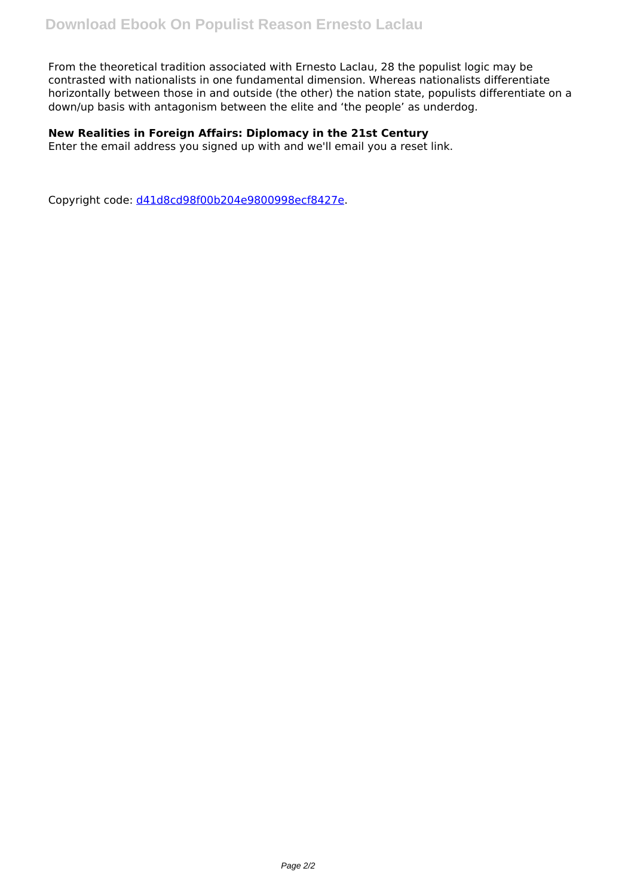From the theoretical tradition associated with Ernesto Laclau, 28 the populist logic may be contrasted with nationalists in one fundamental dimension. Whereas nationalists differentiate horizontally between those in and outside (the other) the nation state, populists differentiate on a down/up basis with antagonism between the elite and 'the people' as underdog.

**New Realities in Foreign Affairs: Diplomacy in the 21st Century**
Enter the email address you signed up with and we'll email you a reset link.

Copyright code: d41d8cd98f00b204e9800998ecf8427e.